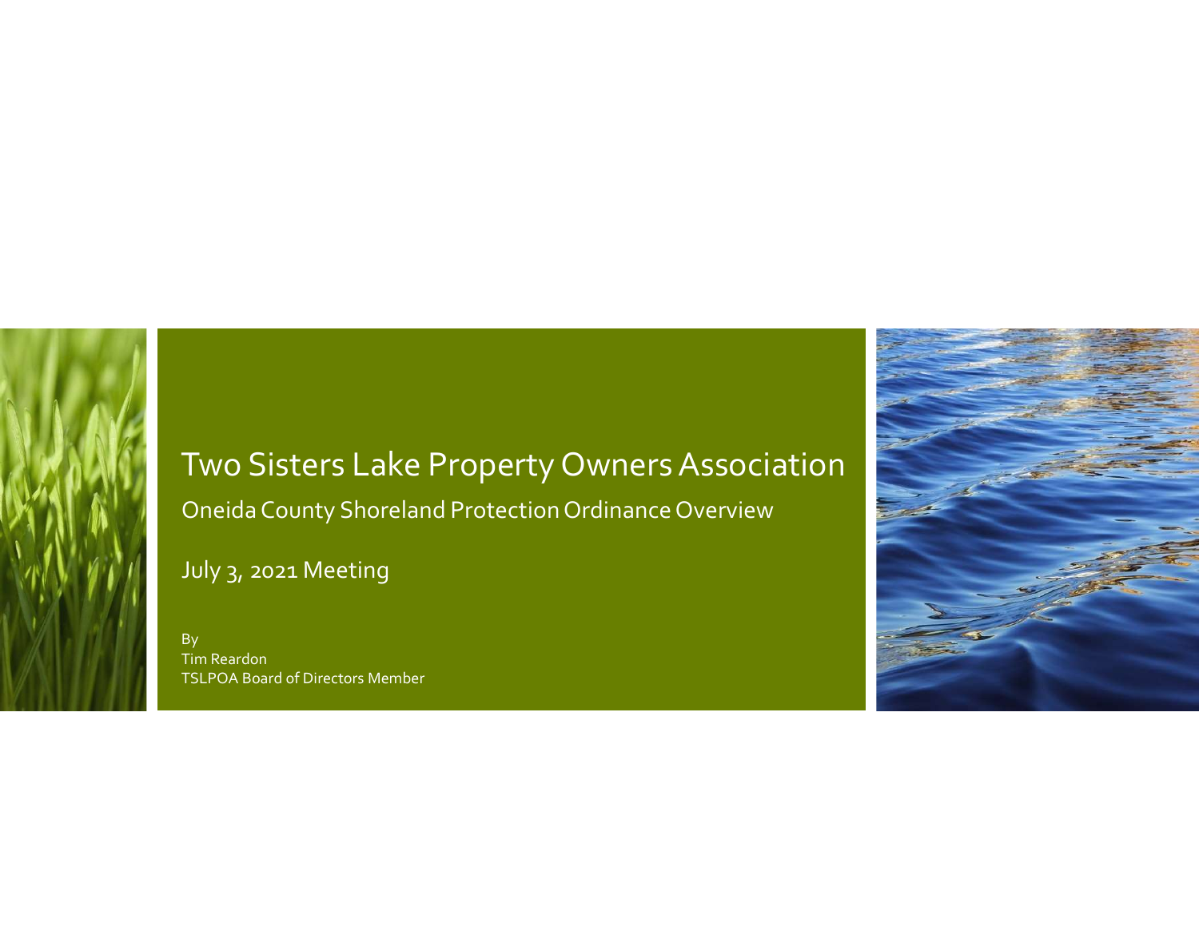# Two Sisters Lake Property Owners Association

## Oneida County Shoreland Protection Ordinance Overview

July 3, 2021 Meeting

By
Tim Reardon
TSLPOA Board of Directors Member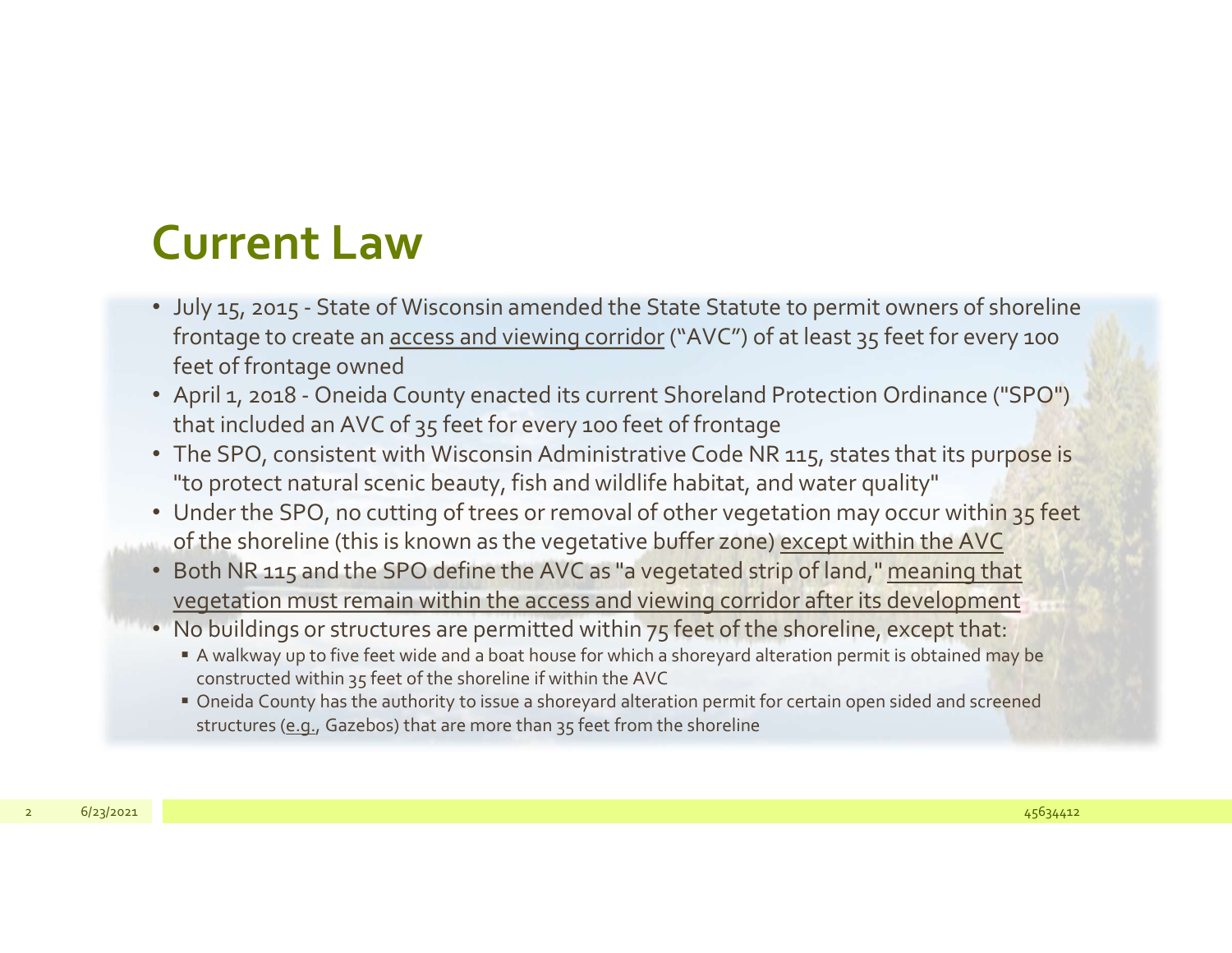# Current Law

- July 15, 2015 - State of Wisconsin amended the State Statute to permit owners of shoreline frontage to create an <u>access and viewing corridor</u> ("AVC") of at least 35 feet for every 100 feet of frontage owned
- April 1, 2018 - Oneida County enacted its current Shoreland Protection Ordinance ("SPO") that included an AVC of 35 feet for every 100 feet of frontage
- The SPO, consistent with Wisconsin Administrative Code NR 115, states that its purpose is "to protect natural scenic beauty, fish and wildlife habitat, and water quality"
- Under the SPO, no cutting of trees or removal of other vegetation may occur within 35 feet of the shoreline (this is known as the vegetative buffer zone) <u>except within the AVC</u>
- Both NR 115 and the SPO define the AVC as "a vegetated strip of land," <u>meaning that vegetation must remain within the access and viewing corridor after its development</u>
- No buildings or structures are permitted within 75 feet of the shoreline, except that:
  - A walkway up to five feet wide and a boat house for which a shoreyard alteration permit is obtained may be constructed within 35 feet of the shoreline if within the AVC
  - Oneida County has the authority to issue a shoreyard alteration permit for certain open sided and screened structures (<u>e.g.</u>, Gazebos) that are more than 35 feet from the shoreline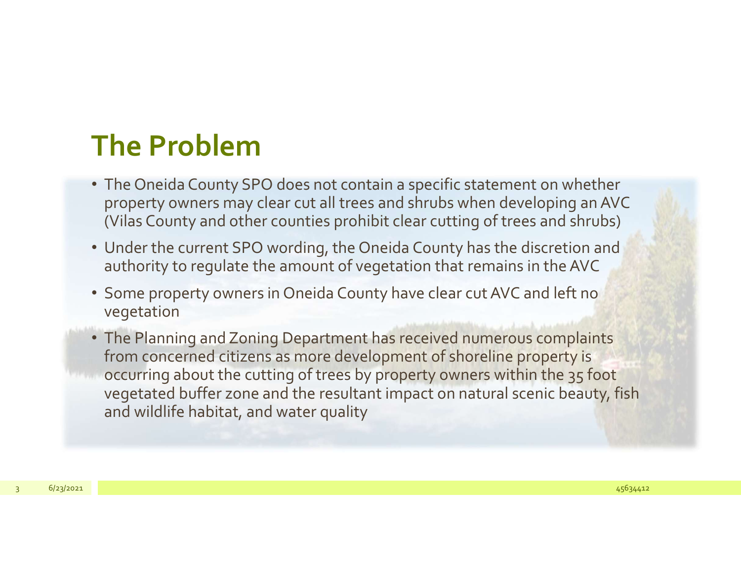# The Problem

- The Oneida County SPO does not contain a specific statement on whether property owners may clear cut all trees and shrubs when developing an AVC (Vilas County and other counties prohibit clear cutting of trees and shrubs)
- Under the current SPO wording, the Oneida County has the discretion and authority to regulate the amount of vegetation that remains in the AVC
- Some property owners in Oneida County have clear cut AVC and left no vegetation
- The Planning and Zoning Department has received numerous complaints from concerned citizens as more development of shoreline property is occurring about the cutting of trees by property owners within the 35 foot vegetated buffer zone and the resultant impact on natural scenic beauty, fish and wildlife habitat, and water quality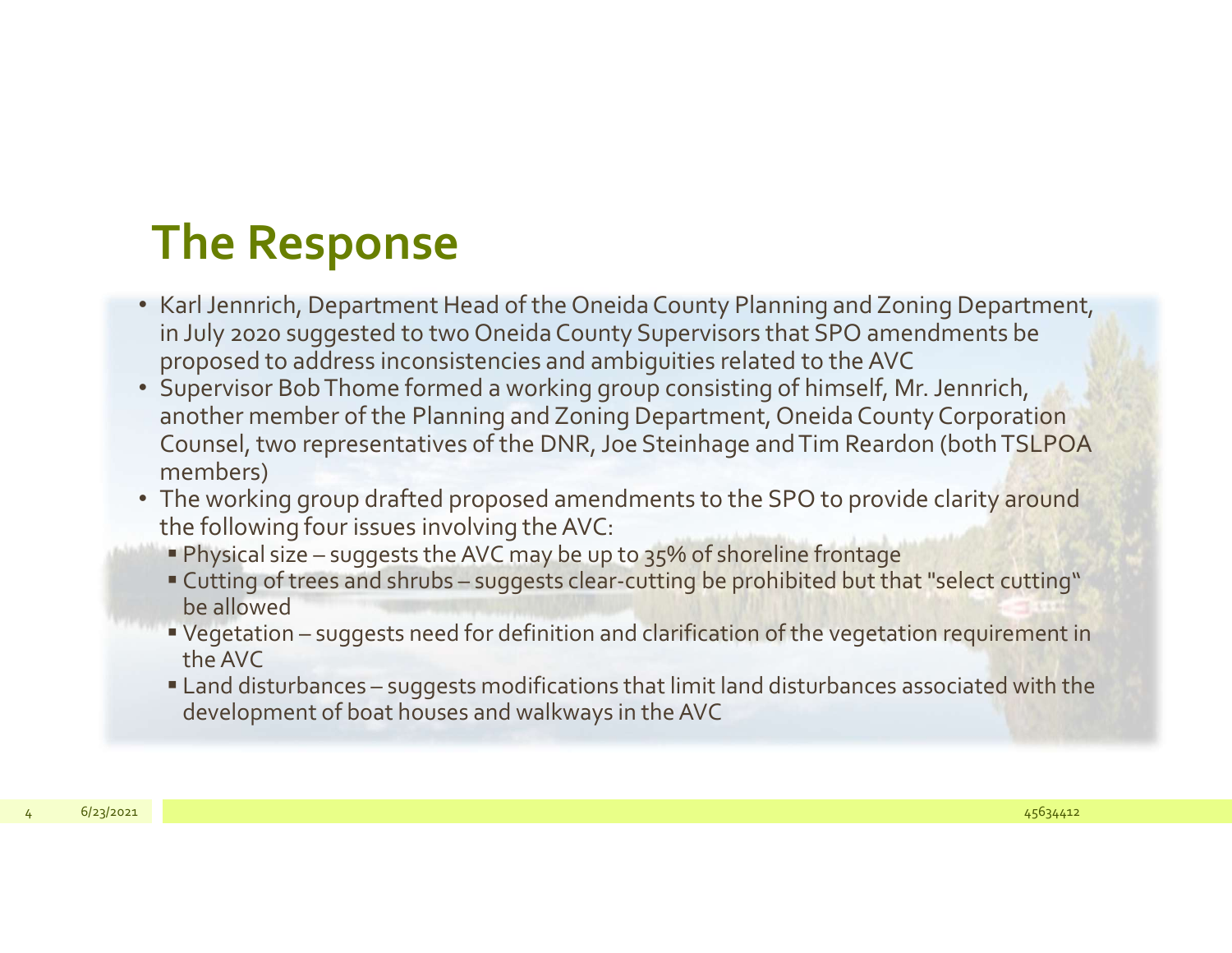# The Response

- Karl Jennrich, Department Head of the Oneida County Planning and Zoning Department, in July 2020 suggested to two Oneida County Supervisors that SPO amendments be proposed to address inconsistencies and ambiguities related to the AVC
- Supervisor Bob Thome formed a working group consisting of himself, Mr. Jennrich, another member of the Planning and Zoning Department, Oneida County Corporation Counsel, two representatives of the DNR, Joe Steinhage and Tim Reardon (both TSLPOA members)
- The working group drafted proposed amendments to the SPO to provide clarity around the following four issues involving the AVC:
  - Physical size – suggests the AVC may be up to 35% of shoreline frontage
  - Cutting of trees and shrubs – suggests clear-cutting be prohibited but that "select cutting" be allowed
  - Vegetation – suggests need for definition and clarification of the vegetation requirement in the AVC
  - Land disturbances – suggests modifications that limit land disturbances associated with the development of boat houses and walkways in the AVC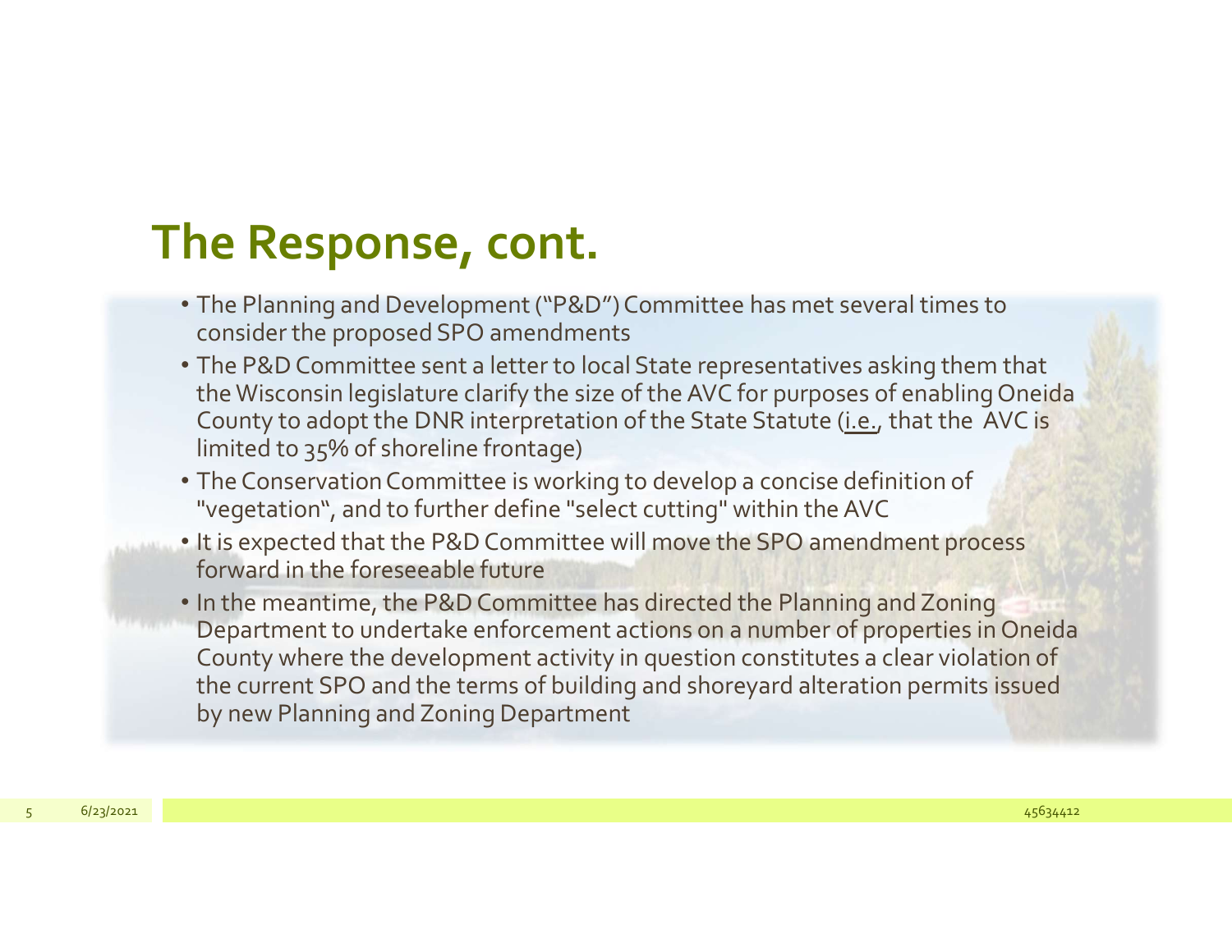## The Response, cont.

- The Planning and Development ("P&D") Committee has met several times to consider the proposed SPO amendments
- The P&D Committee sent a letter to local State representatives asking them that the Wisconsin legislature clarify the size of the AVC for purposes of enabling Oneida County to adopt the DNR interpretation of the State Statute (i.e., that the AVC is limited to 35% of shoreline frontage)
- The Conservation Committee is working to develop a concise definition of "vegetation", and to further define "select cutting" within the AVC
- It is expected that the P&D Committee will move the SPO amendment process forward in the foreseeable future
- In the meantime, the P&D Committee has directed the Planning and Zoning Department to undertake enforcement actions on a number of properties in Oneida County where the development activity in question constitutes a clear violation of the current SPO and the terms of building and shoreyard alteration permits issued by new Planning and Zoning Department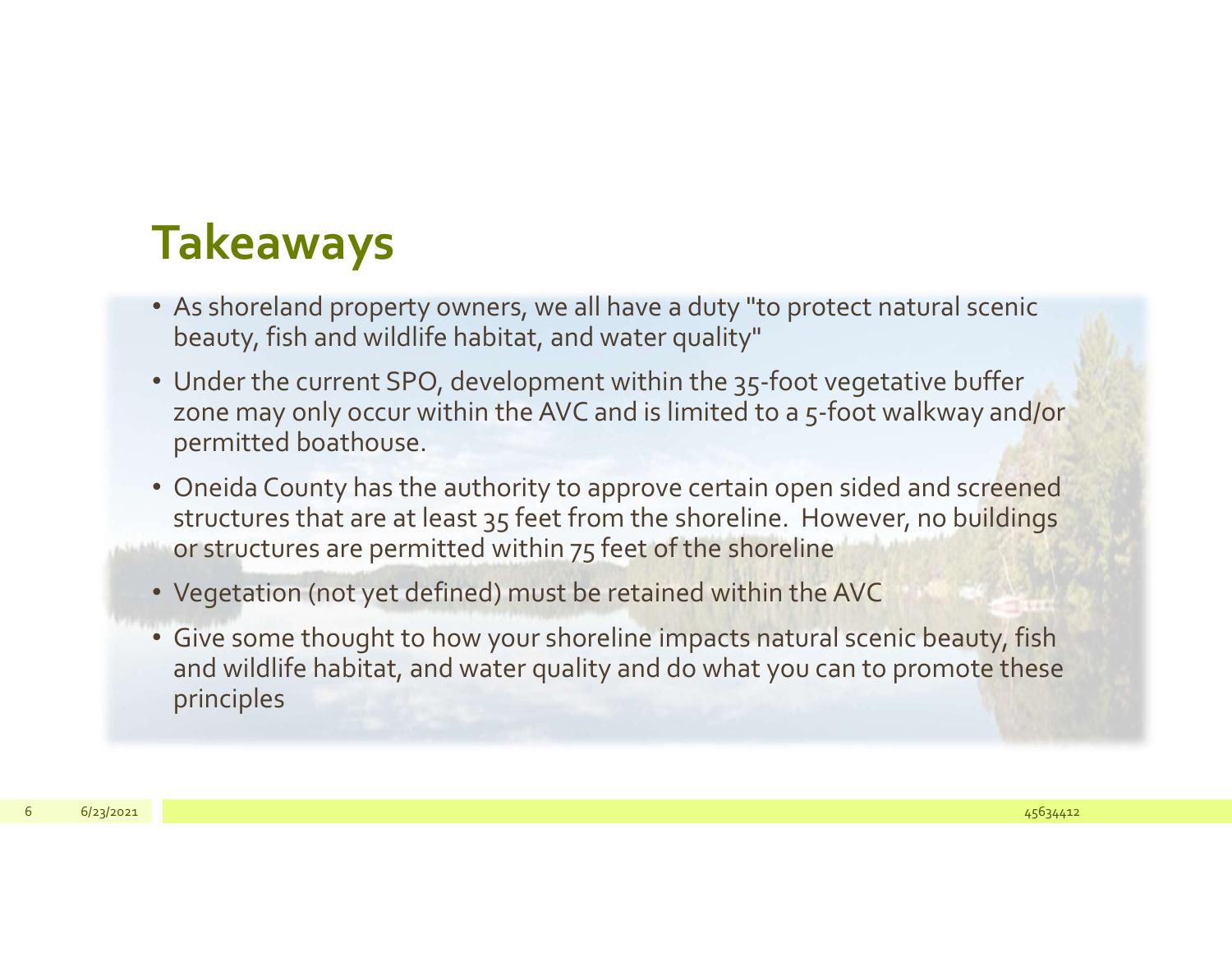## Takeaways

- As shoreland property owners, we all have a duty "to protect natural scenic beauty, fish and wildlife habitat, and water quality"
- Under the current SPO, development within the 35-foot vegetative buffer zone may only occur within the AVC and is limited to a 5-foot walkway and/or permitted boathouse.
- Oneida County has the authority to approve certain open sided and screened structures that are at least 35 feet from the shoreline. However, no buildings or structures are permitted within 75 feet of the shoreline
- Vegetation (not yet defined) must be retained within the AVC
- Give some thought to how your shoreline impacts natural scenic beauty, fish and wildlife habitat, and water quality and do what you can to promote these principles